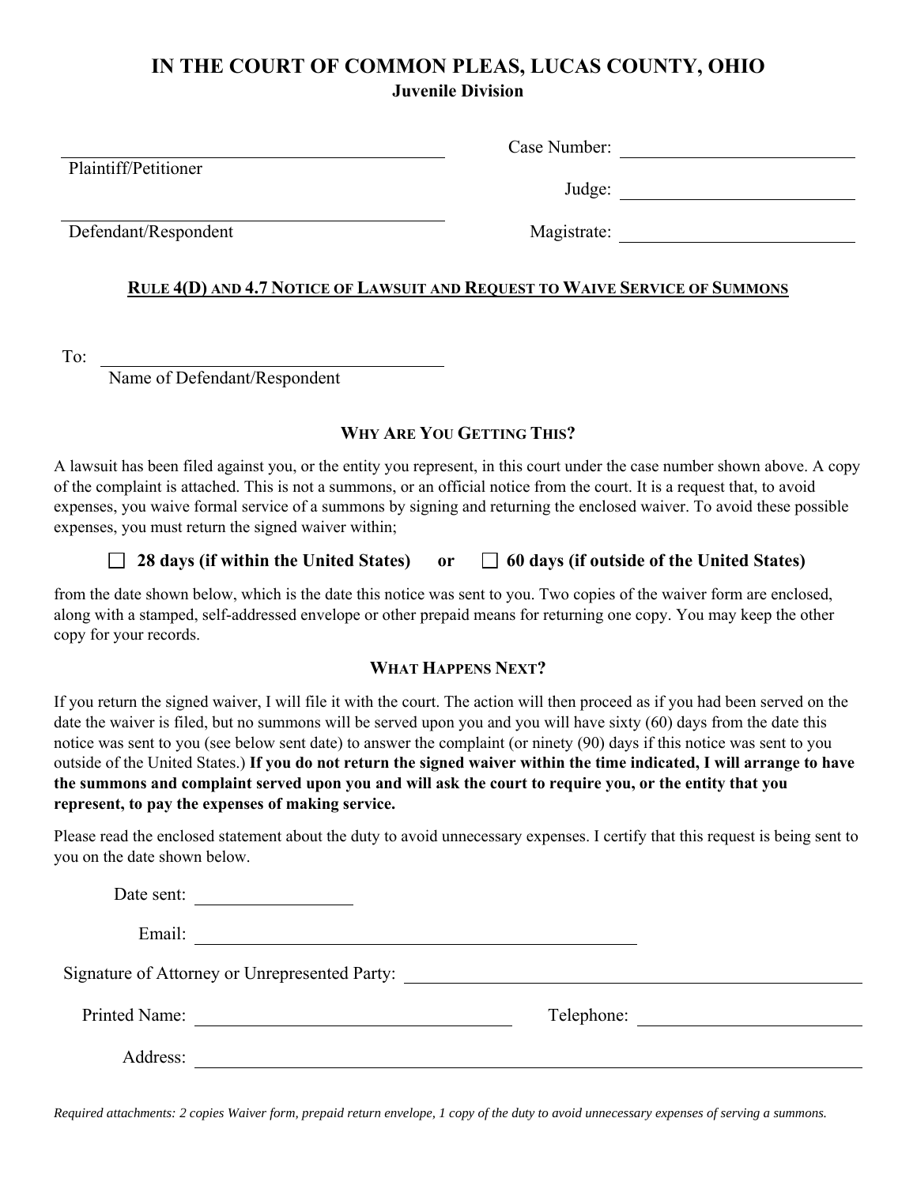# IN THE COURT OF COMMON PLEAS, LUCAS COUNTY, OHIO

**Juvenile Division**

______________________________ Plaintiff/Petitioner

Case Number: ______________________________

Judge: ______________________________

______________________________ Defendant/Respondent

Magistrate: ______________________________

## RULE 4(D) AND 4.7 NOTICE OF LAWSUIT AND REQUEST TO WAIVE SERVICE OF SUMMONS

To: ______________________________
Name of Defendant/Respondent

### WHY ARE YOU GETTING THIS?

A lawsuit has been filed against you, or the entity you represent, in this court under the case number shown above. A copy of the complaint is attached. This is not a summons, or an official notice from the court. It is a request that, to avoid expenses, you waive formal service of a summons by signing and returning the enclosed waiver. To avoid these possible expenses, you must return the signed waiver within;

☐ **28 days (if within the United States)** **or** ☐ **60 days (if outside of the United States)**

from the date shown below, which is the date this notice was sent to you. Two copies of the waiver form are enclosed, along with a stamped, self-addressed envelope or other prepaid means for returning one copy. You may keep the other copy for your records.

### WHAT HAPPENS NEXT?

If you return the signed waiver, I will file it with the court. The action will then proceed as if you had been served on the date the waiver is filed, but no summons will be served upon you and you will have sixty (60) days from the date this notice was sent to you (see below sent date) to answer the complaint (or ninety (90) days if this notice was sent to you outside of the United States.) **If you do not return the signed waiver within the time indicated, I will arrange to have the summons and complaint served upon you and will ask the court to require you, or the entity that you represent, to pay the expenses of making service.**

Please read the enclosed statement about the duty to avoid unnecessary expenses. I certify that this request is being sent to you on the date shown below.

Date sent: ______________________________

Email: ______________________________

Signature of Attorney or Unrepresented Party: ______________________________

Printed Name: ______________________________ Telephone: ______________________________

Address: ______________________________

*Required attachments: 2 copies Waiver form, prepaid return envelope, 1 copy of the duty to avoid unnecessary expenses of serving a summons.*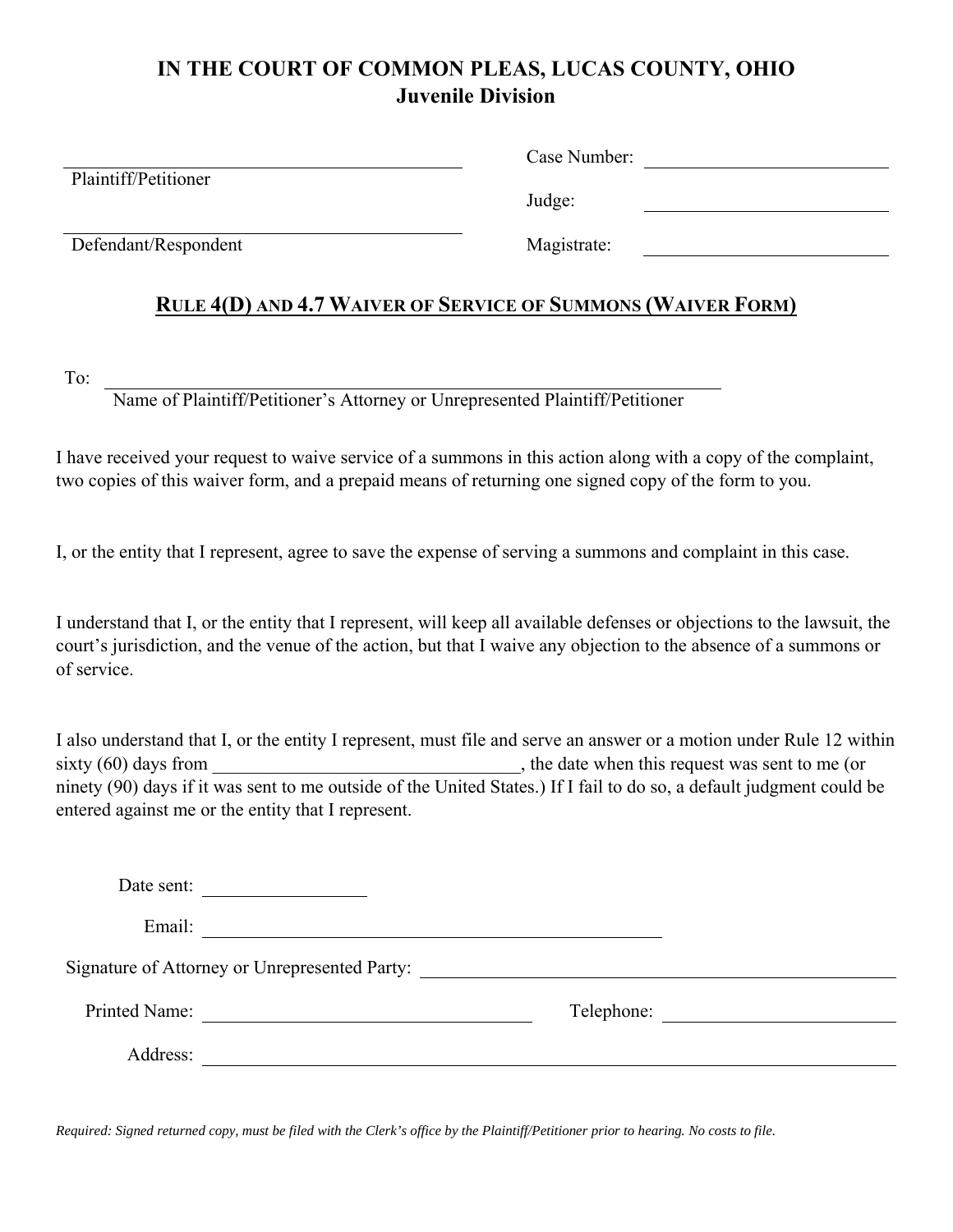# IN THE COURT OF COMMON PLEAS, LUCAS COUNTY, OHIO
## Juvenile Division

| | |
|---|---|
| ______________________________ | Case Number: ____________________ |
| Plaintiff/Petitioner | Judge: ____________________ |
| ______________________________ | |
| Defendant/Respondent | Magistrate: ____________________ |

**RULE 4(D) AND 4.7 WAIVER OF SERVICE OF SUMMONS (WAIVER FORM)**

To: ____________________________________________________________
Name of Plaintiff/Petitioner's Attorney or Unrepresented Plaintiff/Petitioner

I have received your request to waive service of a summons in this action along with a copy of the complaint, two copies of this waiver form, and a prepaid means of returning one signed copy of the form to you.

I, or the entity that I represent, agree to save the expense of serving a summons and complaint in this case.

I understand that I, or the entity that I represent, will keep all available defenses or objections to the lawsuit, the court's jurisdiction, and the venue of the action, but that I waive any objection to the absence of a summons or of service.

I also understand that I, or the entity I represent, must file and serve an answer or a motion under Rule 12 within sixty (60) days from ______________________________, the date when this request was sent to me (or ninety (90) days if it was sent to me outside of the United States.) If I fail to do so, a default judgment could be entered against me or the entity that I represent.

Date sent: ________________

Email: ______________________________________________

Signature of Attorney or Unrepresented Party: ______________________________________________

Printed Name: ______________________________ Telephone: ____________________

Address: ____________________________________________________________________

*Required: Signed returned copy, must be filed with the Clerk's office by the Plaintiff/Petitioner prior to hearing. No costs to file.*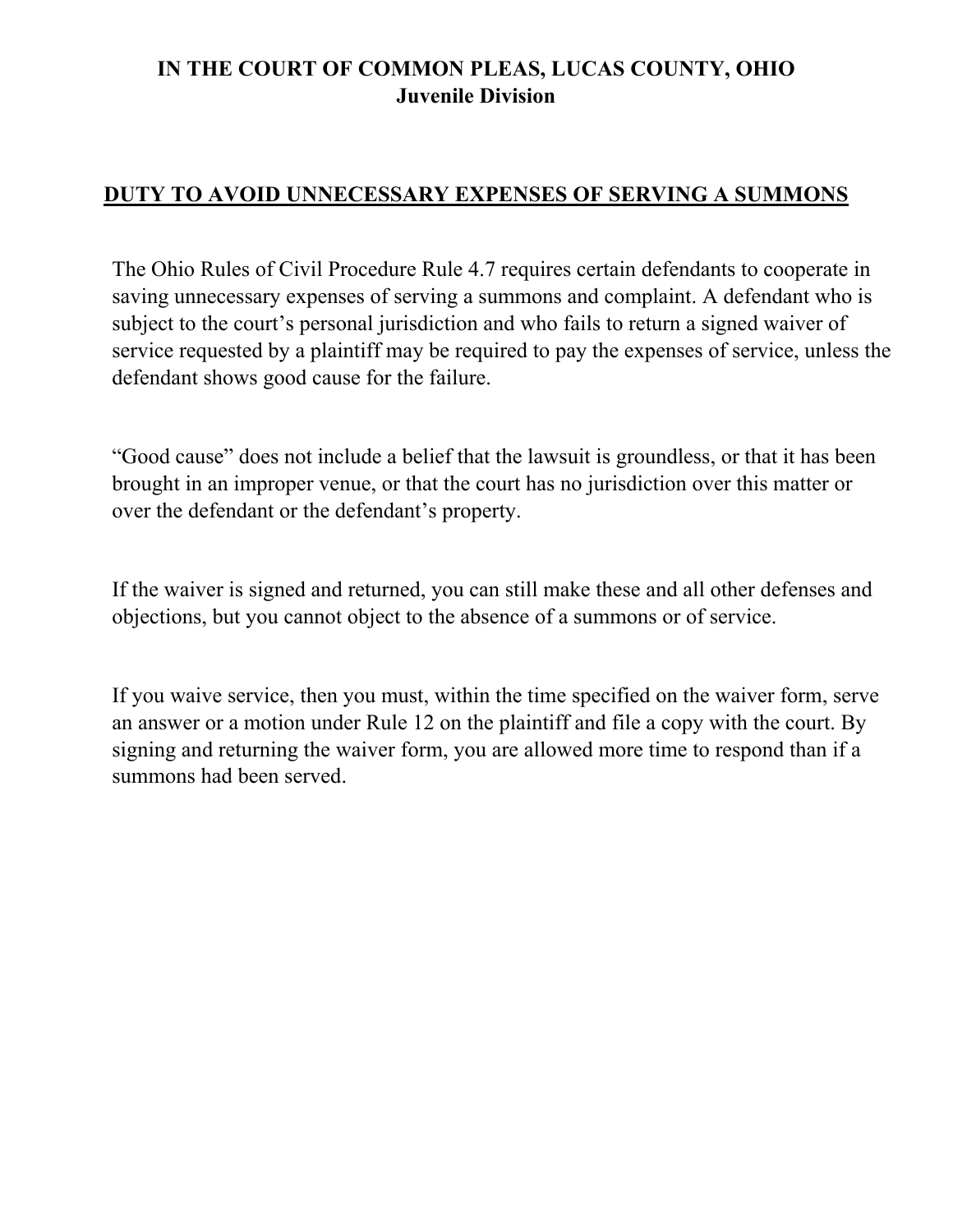**IN THE COURT OF COMMON PLEAS, LUCAS COUNTY, OHIO**
**Juvenile Division**

## DUTY TO AVOID UNNECESSARY EXPENSES OF SERVING A SUMMONS

The Ohio Rules of Civil Procedure Rule 4.7 requires certain defendants to cooperate in saving unnecessary expenses of serving a summons and complaint. A defendant who is subject to the court's personal jurisdiction and who fails to return a signed waiver of service requested by a plaintiff may be required to pay the expenses of service, unless the defendant shows good cause for the failure.

"Good cause" does not include a belief that the lawsuit is groundless, or that it has been brought in an improper venue, or that the court has no jurisdiction over this matter or over the defendant or the defendant's property.

If the waiver is signed and returned, you can still make these and all other defenses and objections, but you cannot object to the absence of a summons or of service.

If you waive service, then you must, within the time specified on the waiver form, serve an answer or a motion under Rule 12 on the plaintiff and file a copy with the court. By signing and returning the waiver form, you are allowed more time to respond than if a summons had been served.